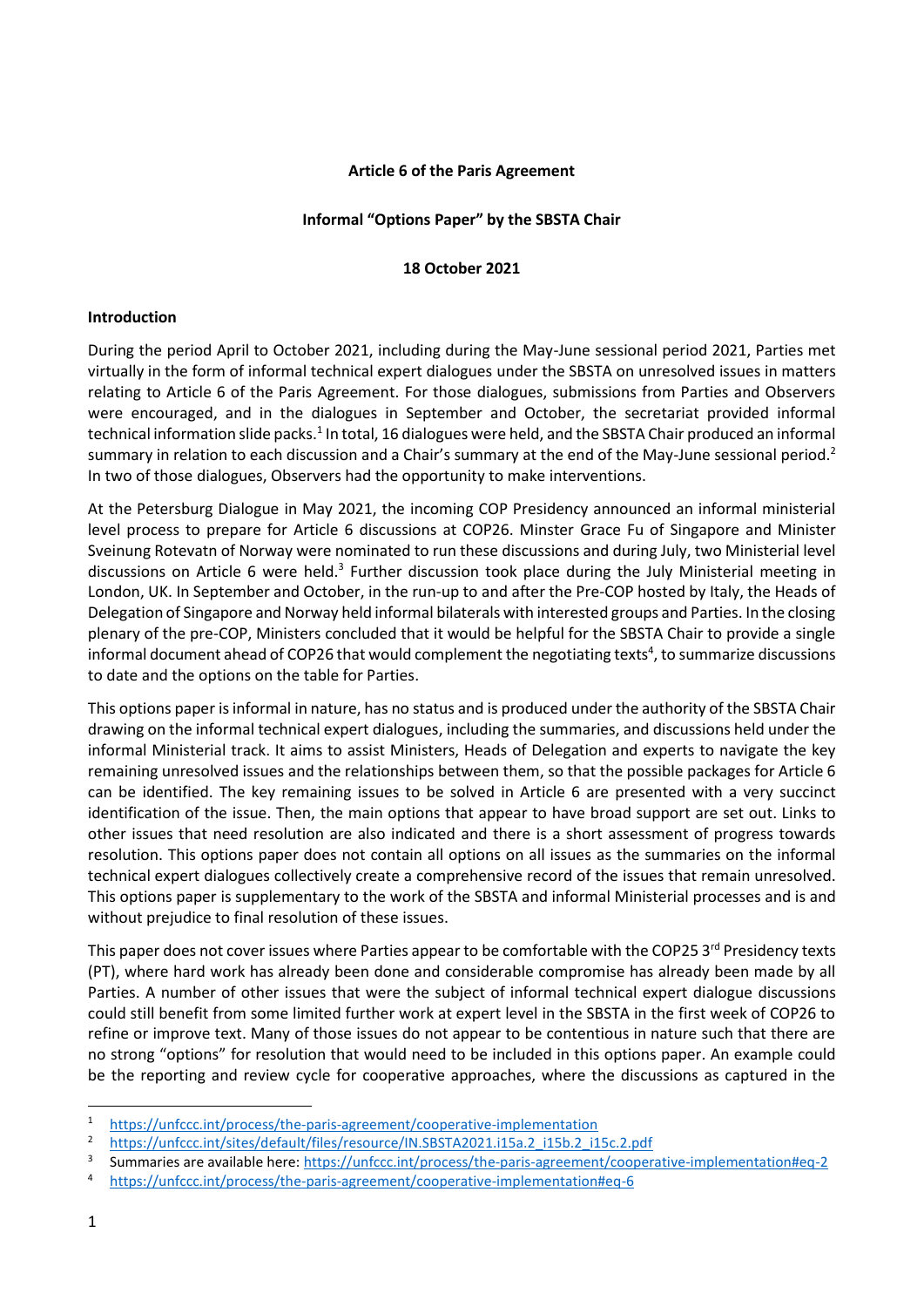**Article 6 of the Paris Agreement**

**Informal "Options Paper" by the SBSTA Chair**

**18 October 2021**

**Introduction**

During the period April to October 2021, including during the May-June sessional period 2021, Parties met virtually in the form of informal technical expert dialogues under the SBSTA on unresolved issues in matters relating to Article 6 of the Paris Agreement. For those dialogues, submissions from Parties and Observers were encouraged, and in the dialogues in September and October, the secretariat provided informal technical information slide packs.[1] In total, 16 dialogues were held, and the SBSTA Chair produced an informal summary in relation to each discussion and a Chair's summary at the end of the May-June sessional period.[2] In two of those dialogues, Observers had the opportunity to make interventions.

At the Petersburg Dialogue in May 2021, the incoming COP Presidency announced an informal ministerial level process to prepare for Article 6 discussions at COP26. Minster Grace Fu of Singapore and Minister Sveinung Rotevatn of Norway were nominated to run these discussions and during July, two Ministerial level discussions on Article 6 were held.[3] Further discussion took place during the July Ministerial meeting in London, UK. In September and October, in the run-up to and after the Pre-COP hosted by Italy, the Heads of Delegation of Singapore and Norway held informal bilaterals with interested groups and Parties. In the closing plenary of the pre-COP, Ministers concluded that it would be helpful for the SBSTA Chair to provide a single informal document ahead of COP26 that would complement the negotiating texts[4], to summarize discussions to date and the options on the table for Parties.

This options paper is informal in nature, has no status and is produced under the authority of the SBSTA Chair drawing on the informal technical expert dialogues, including the summaries, and discussions held under the informal Ministerial track. It aims to assist Ministers, Heads of Delegation and experts to navigate the key remaining unresolved issues and the relationships between them, so that the possible packages for Article 6 can be identified. The key remaining issues to be solved in Article 6 are presented with a very succinct identification of the issue. Then, the main options that appear to have broad support are set out. Links to other issues that need resolution are also indicated and there is a short assessment of progress towards resolution. This options paper does not contain all options on all issues as the summaries on the informal technical expert dialogues collectively create a comprehensive record of the issues that remain unresolved. This options paper is supplementary to the work of the SBSTA and informal Ministerial processes and is and without prejudice to final resolution of these issues.

This paper does not cover issues where Parties appear to be comfortable with the COP25 3rd Presidency texts (PT), where hard work has already been done and considerable compromise has already been made by all Parties. A number of other issues that were the subject of informal technical expert dialogue discussions could still benefit from some limited further work at expert level in the SBSTA in the first week of COP26 to refine or improve text. Many of those issues do not appear to be contentious in nature such that there are no strong "options" for resolution that would need to be included in this options paper. An example could be the reporting and review cycle for cooperative approaches, where the discussions as captured in the

---

[1] https://unfccc.int/process/the-paris-agreement/cooperative-implementation

[2] https://unfccc.int/sites/default/files/resource/IN.SBSTA2021.i15a.2_i15b.2_i15c.2.pdf

[3] Summaries are available here: https://unfccc.int/process/the-paris-agreement/cooperative-implementation#eq-2

[4] https://unfccc.int/process/the-paris-agreement/cooperative-implementation#eq-6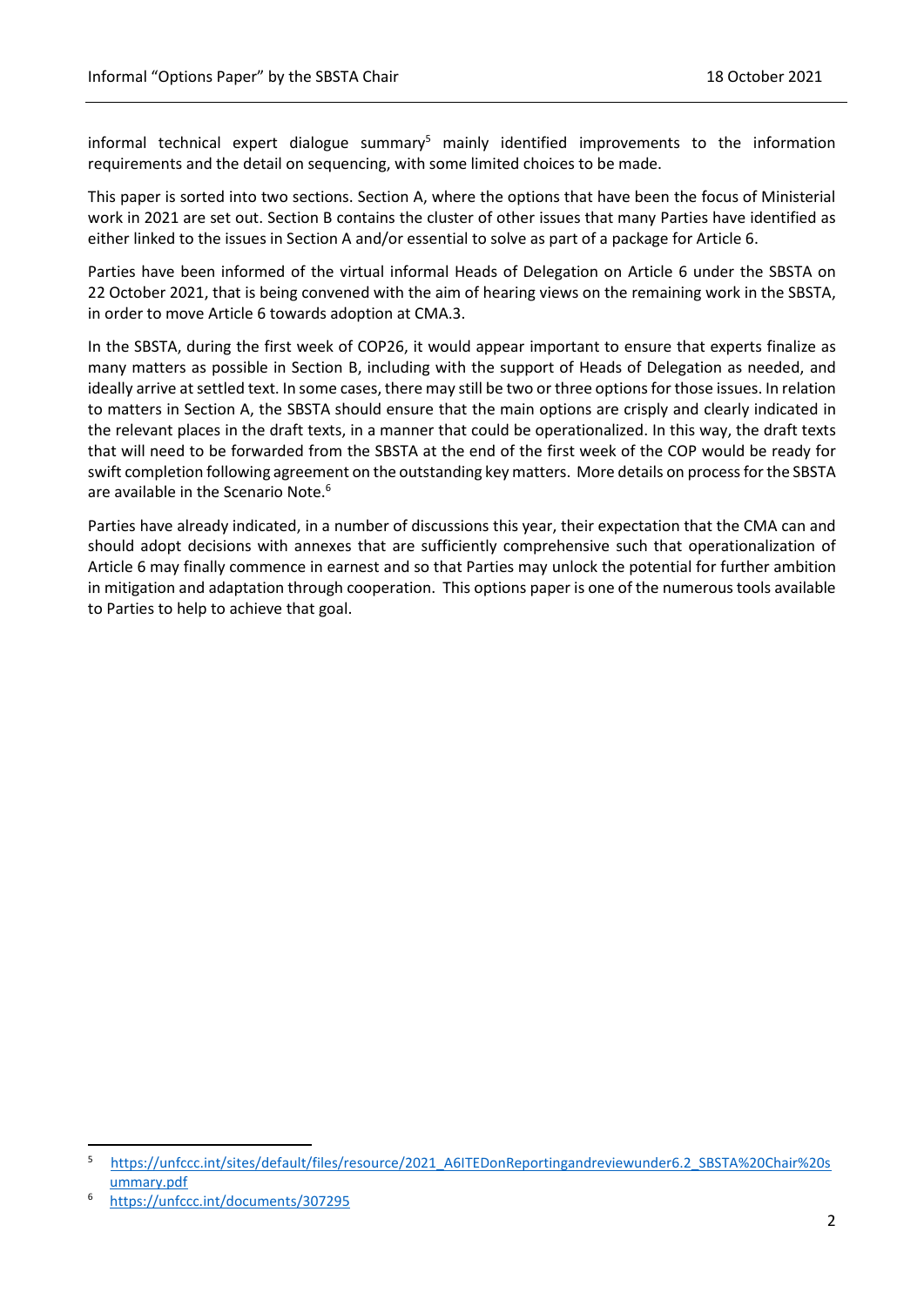informal technical expert dialogue summary[5] mainly identified improvements to the information requirements and the detail on sequencing, with some limited choices to be made.

This paper is sorted into two sections. Section A, where the options that have been the focus of Ministerial work in 2021 are set out. Section B contains the cluster of other issues that many Parties have identified as either linked to the issues in Section A and/or essential to solve as part of a package for Article 6.

Parties have been informed of the virtual informal Heads of Delegation on Article 6 under the SBSTA on 22 October 2021, that is being convened with the aim of hearing views on the remaining work in the SBSTA, in order to move Article 6 towards adoption at CMA.3.

In the SBSTA, during the first week of COP26, it would appear important to ensure that experts finalize as many matters as possible in Section B, including with the support of Heads of Delegation as needed, and ideally arrive at settled text. In some cases, there may still be two or three options for those issues. In relation to matters in Section A, the SBSTA should ensure that the main options are crisply and clearly indicated in the relevant places in the draft texts, in a manner that could be operationalized. In this way, the draft texts that will need to be forwarded from the SBSTA at the end of the first week of the COP would be ready for swift completion following agreement on the outstanding key matters. More details on process for the SBSTA are available in the Scenario Note.[6]

Parties have already indicated, in a number of discussions this year, their expectation that the CMA can and should adopt decisions with annexes that are sufficiently comprehensive such that operationalization of Article 6 may finally commence in earnest and so that Parties may unlock the potential for further ambition in mitigation and adaptation through cooperation. This options paper is one of the numerous tools available to Parties to help to achieve that goal.

---

[5] https://unfccc.int/sites/default/files/resource/2021_A6ITEDonReportingandreviewunder6.2_SBSTA%20Chair%20summary.pdf

[6] https://unfccc.int/documents/307295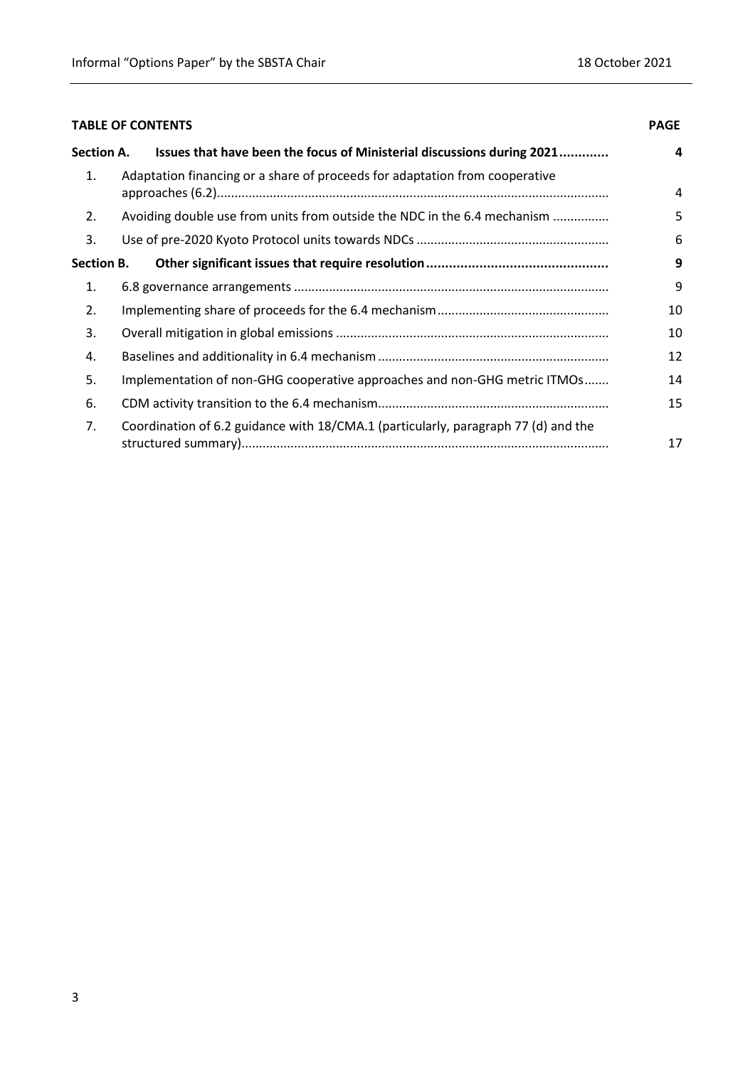**TABLE OF CONTENTS** **PAGE**

| | | |
|---|---|---|
| **Section A.** | **Issues that have been the focus of Ministerial discussions during 2021** | **4** |
| 1. | Adaptation financing or a share of proceeds for adaptation from cooperative approaches (6.2) | 4 |
| 2. | Avoiding double use from units from outside the NDC in the 6.4 mechanism | 5 |
| 3. | Use of pre-2020 Kyoto Protocol units towards NDCs | 6 |
| **Section B.** | **Other significant issues that require resolution** | **9** |
| 1. | 6.8 governance arrangements | 9 |
| 2. | Implementing share of proceeds for the 6.4 mechanism | 10 |
| 3. | Overall mitigation in global emissions | 10 |
| 4. | Baselines and additionality in 6.4 mechanism | 12 |
| 5. | Implementation of non-GHG cooperative approaches and non-GHG metric ITMOs | 14 |
| 6. | CDM activity transition to the 6.4 mechanism | 15 |
| 7. | Coordination of 6.2 guidance with 18/CMA.1 (particularly, paragraph 77 (d) and the structured summary) | 17 |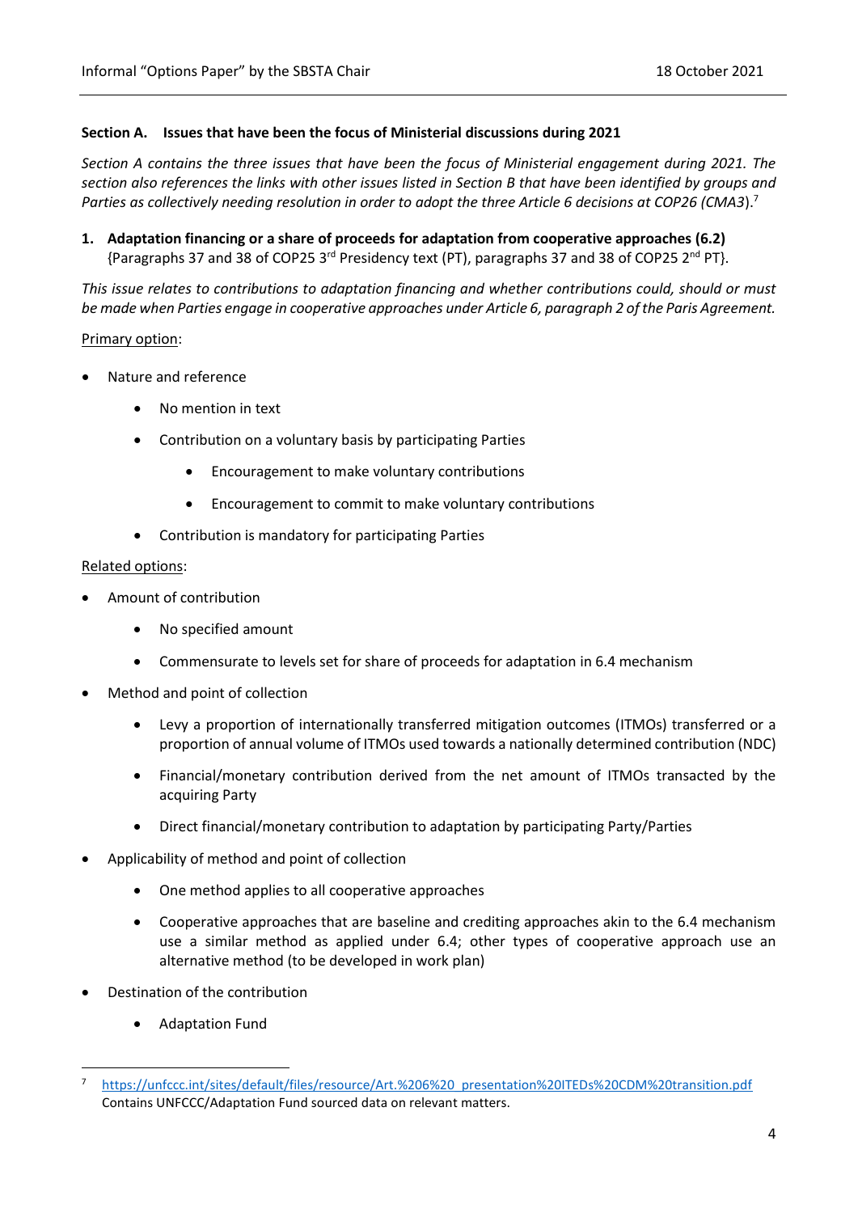### Section A. Issues that have been the focus of Ministerial discussions during 2021

*Section A contains the three issues that have been the focus of Ministerial engagement during 2021. The section also references the links with other issues listed in Section B that have been identified by groups and Parties as collectively needing resolution in order to adopt the three Article 6 decisions at COP26 (CMA3).*[7]

1. **Adaptation financing or a share of proceeds for adaptation from cooperative approaches (6.2)**
   {Paragraphs 37 and 38 of COP25 3rd Presidency text (PT), paragraphs 37 and 38 of COP25 2nd PT}.

*This issue relates to contributions to adaptation financing and whether contributions could, should or must be made when Parties engage in cooperative approaches under Article 6, paragraph 2 of the Paris Agreement.*

Primary option:

- Nature and reference
  - No mention in text
  - Contribution on a voluntary basis by participating Parties
    - Encouragement to make voluntary contributions
    - Encouragement to commit to make voluntary contributions
  - Contribution is mandatory for participating Parties

Related options:

- Amount of contribution
  - No specified amount
  - Commensurate to levels set for share of proceeds for adaptation in 6.4 mechanism
- Method and point of collection
  - Levy a proportion of internationally transferred mitigation outcomes (ITMOs) transferred or a proportion of annual volume of ITMOs used towards a nationally determined contribution (NDC)
  - Financial/monetary contribution derived from the net amount of ITMOs transacted by the acquiring Party
  - Direct financial/monetary contribution to adaptation by participating Party/Parties
- Applicability of method and point of collection
  - One method applies to all cooperative approaches
  - Cooperative approaches that are baseline and crediting approaches akin to the 6.4 mechanism use a similar method as applied under 6.4; other types of cooperative approach use an alternative method (to be developed in work plan)
- Destination of the contribution
  - Adaptation Fund

[7] https://unfccc.int/sites/default/files/resource/Art.%206%20_presentation%20ITEDs%20CDM%20transition.pdf Contains UNFCCC/Adaptation Fund sourced data on relevant matters.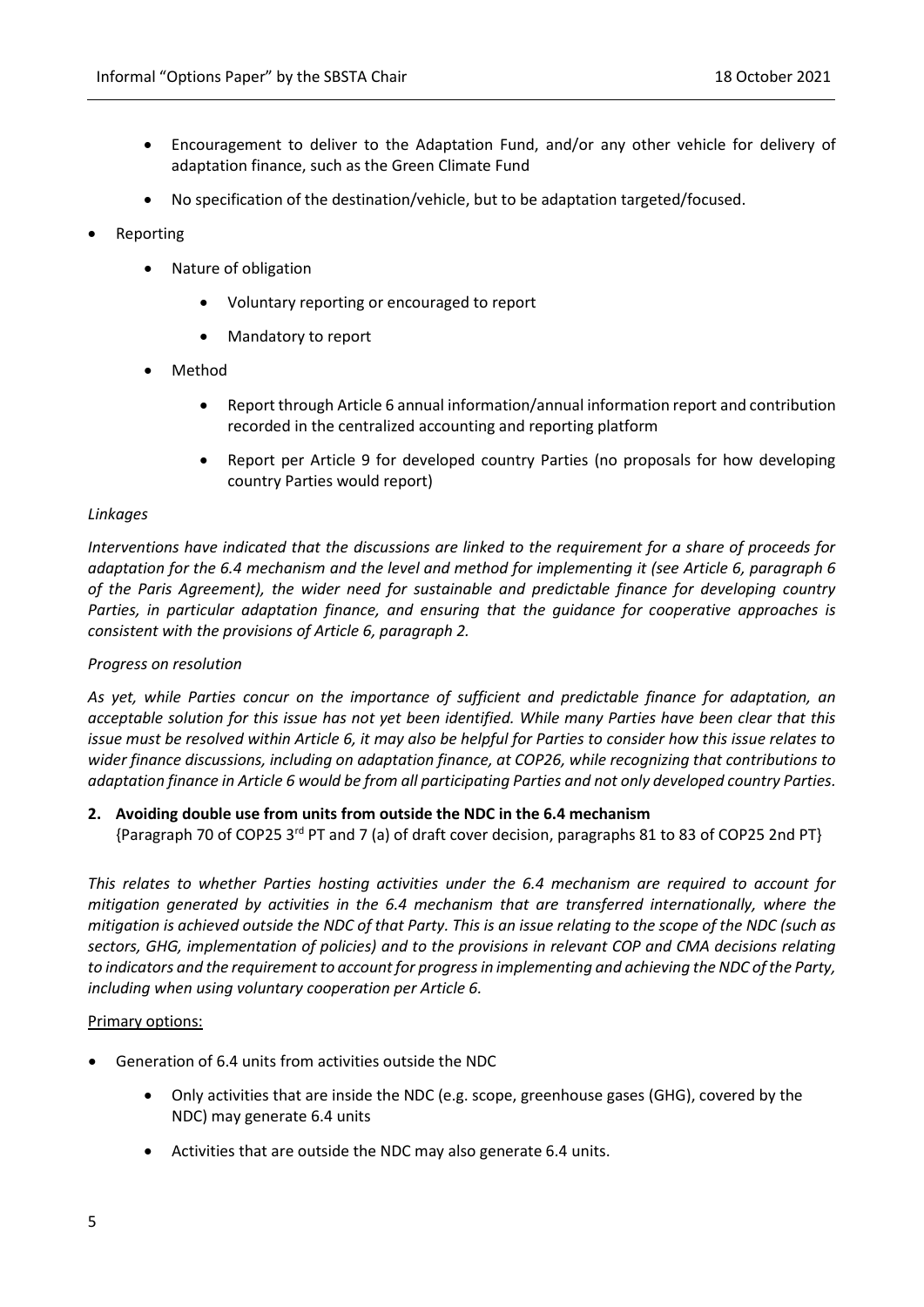- Encouragement to deliver to the Adaptation Fund, and/or any other vehicle for delivery of adaptation finance, such as the Green Climate Fund
- No specification of the destination/vehicle, but to be adaptation targeted/focused.

- Reporting
  - Nature of obligation
    - Voluntary reporting or encouraged to report
    - Mandatory to report
  - Method
    - Report through Article 6 annual information/annual information report and contribution recorded in the centralized accounting and reporting platform
    - Report per Article 9 for developed country Parties (no proposals for how developing country Parties would report)

*Linkages*

*Interventions have indicated that the discussions are linked to the requirement for a share of proceeds for adaptation for the 6.4 mechanism and the level and method for implementing it (see Article 6, paragraph 6 of the Paris Agreement), the wider need for sustainable and predictable finance for developing country Parties, in particular adaptation finance, and ensuring that the guidance for cooperative approaches is consistent with the provisions of Article 6, paragraph 2.*

*Progress on resolution*

*As yet, while Parties concur on the importance of sufficient and predictable finance for adaptation, an acceptable solution for this issue has not yet been identified. While many Parties have been clear that this issue must be resolved within Article 6, it may also be helpful for Parties to consider how this issue relates to wider finance discussions, including on adaptation finance, at COP26, while recognizing that contributions to adaptation finance in Article 6 would be from all participating Parties and not only developed country Parties.*

## 2. Avoiding double use from units from outside the NDC in the 6.4 mechanism

{Paragraph 70 of COP25 3rd PT and 7 (a) of draft cover decision, paragraphs 81 to 83 of COP25 2nd PT}

*This relates to whether Parties hosting activities under the 6.4 mechanism are required to account for mitigation generated by activities in the 6.4 mechanism that are transferred internationally, where the mitigation is achieved outside the NDC of that Party. This is an issue relating to the scope of the NDC (such as sectors, GHG, implementation of policies) and to the provisions in relevant COP and CMA decisions relating to indicators and the requirement to account for progress in implementing and achieving the NDC of the Party, including when using voluntary cooperation per Article 6.*

Primary options:

- Generation of 6.4 units from activities outside the NDC
  - Only activities that are inside the NDC (e.g. scope, greenhouse gases (GHG), covered by the NDC) may generate 6.4 units
  - Activities that are outside the NDC may also generate 6.4 units.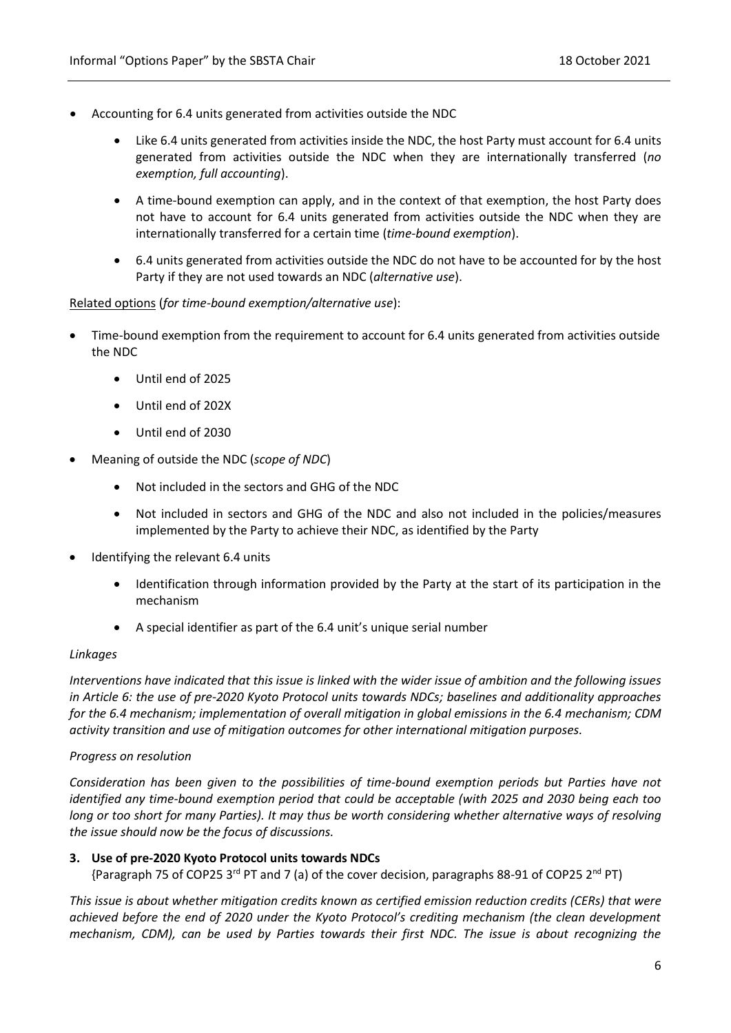- Accounting for 6.4 units generated from activities outside the NDC
  - Like 6.4 units generated from activities inside the NDC, the host Party must account for 6.4 units generated from activities outside the NDC when they are internationally transferred (*no exemption, full accounting*).
  - A time-bound exemption can apply, and in the context of that exemption, the host Party does not have to account for 6.4 units generated from activities outside the NDC when they are internationally transferred for a certain time (*time-bound exemption*).
  - 6.4 units generated from activities outside the NDC do not have to be accounted for by the host Party if they are not used towards an NDC (*alternative use*).

Related options (*for time-bound exemption/alternative use*):

- Time-bound exemption from the requirement to account for 6.4 units generated from activities outside the NDC
  - Until end of 2025
  - Until end of 202X
  - Until end of 2030
- Meaning of outside the NDC (*scope of NDC*)
  - Not included in the sectors and GHG of the NDC
  - Not included in sectors and GHG of the NDC and also not included in the policies/measures implemented by the Party to achieve their NDC, as identified by the Party
- Identifying the relevant 6.4 units
  - Identification through information provided by the Party at the start of its participation in the mechanism
  - A special identifier as part of the 6.4 unit's unique serial number

*Linkages*

*Interventions have indicated that this issue is linked with the wider issue of ambition and the following issues in Article 6: the use of pre-2020 Kyoto Protocol units towards NDCs; baselines and additionality approaches for the 6.4 mechanism; implementation of overall mitigation in global emissions in the 6.4 mechanism; CDM activity transition and use of mitigation outcomes for other international mitigation purposes.*

*Progress on resolution*

*Consideration has been given to the possibilities of time-bound exemption periods but Parties have not identified any time-bound exemption period that could be acceptable (with 2025 and 2030 being each too long or too short for many Parties). It may thus be worth considering whether alternative ways of resolving the issue should now be the focus of discussions.*

### 3. Use of pre-2020 Kyoto Protocol units towards NDCs

{Paragraph 75 of COP25 3rd PT and 7 (a) of the cover decision, paragraphs 88-91 of COP25 2nd PT)

*This issue is about whether mitigation credits known as certified emission reduction credits (CERs) that were achieved before the end of 2020 under the Kyoto Protocol's crediting mechanism (the clean development mechanism, CDM), can be used by Parties towards their first NDC. The issue is about recognizing the*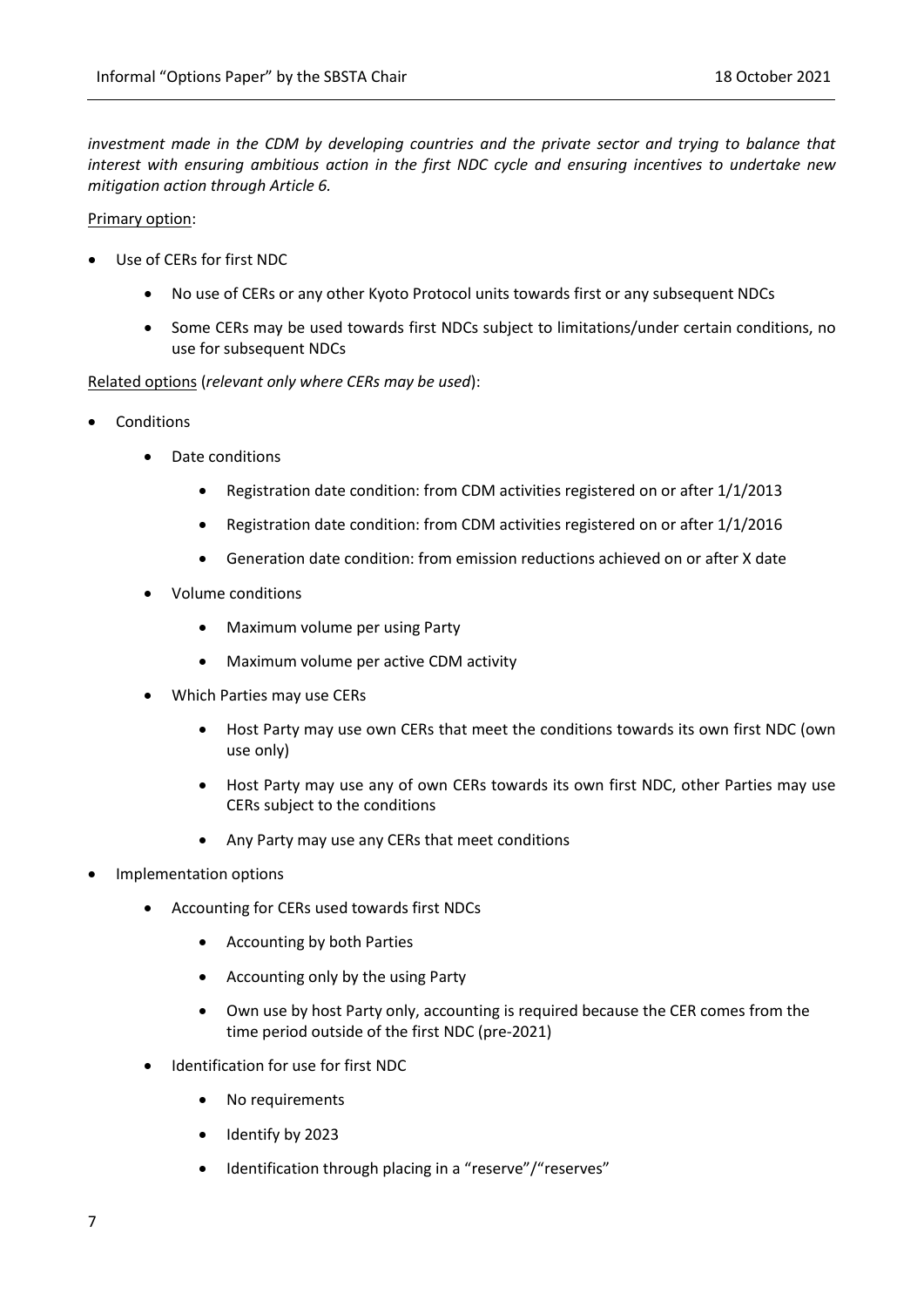*investment made in the CDM by developing countries and the private sector and trying to balance that interest with ensuring ambitious action in the first NDC cycle and ensuring incentives to undertake new mitigation action through Article 6.*

Primary option:

- Use of CERs for first NDC
    - No use of CERs or any other Kyoto Protocol units towards first or any subsequent NDCs
    - Some CERs may be used towards first NDCs subject to limitations/under certain conditions, no use for subsequent NDCs

Related options (*relevant only where CERs may be used*):

- Conditions
    - Date conditions
        - Registration date condition: from CDM activities registered on or after 1/1/2013
        - Registration date condition: from CDM activities registered on or after 1/1/2016
        - Generation date condition: from emission reductions achieved on or after X date
    - Volume conditions
        - Maximum volume per using Party
        - Maximum volume per active CDM activity
    - Which Parties may use CERs
        - Host Party may use own CERs that meet the conditions towards its own first NDC (own use only)
        - Host Party may use any of own CERs towards its own first NDC, other Parties may use CERs subject to the conditions
        - Any Party may use any CERs that meet conditions
- Implementation options
    - Accounting for CERs used towards first NDCs
        - Accounting by both Parties
        - Accounting only by the using Party
        - Own use by host Party only, accounting is required because the CER comes from the time period outside of the first NDC (pre-2021)
    - Identification for use for first NDC
        - No requirements
        - Identify by 2023
        - Identification through placing in a "reserve"/"reserves"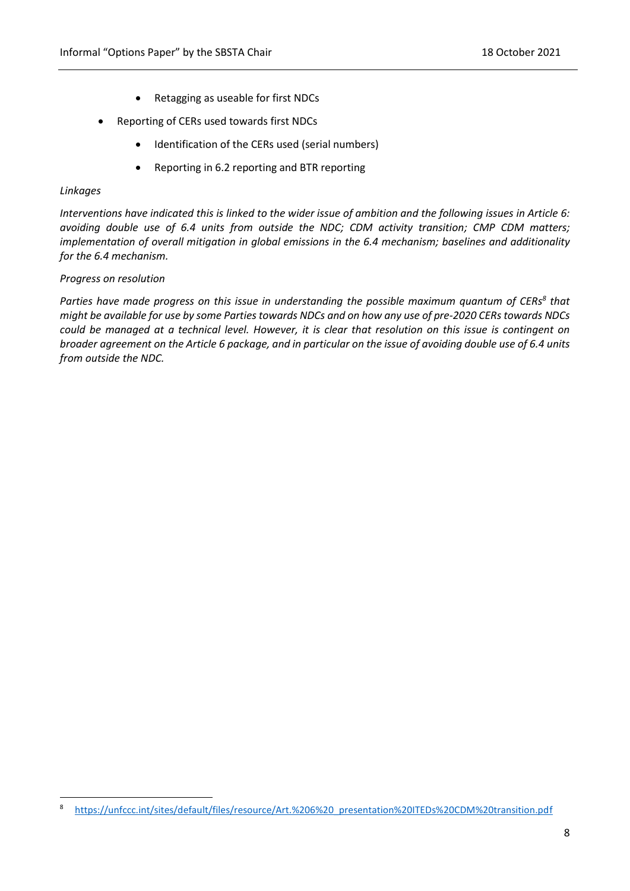- Retagging as useable for first NDCs
- Reporting of CERs used towards first NDCs
    - Identification of the CERs used (serial numbers)
    - Reporting in 6.2 reporting and BTR reporting

*Linkages*

*Interventions have indicated this is linked to the wider issue of ambition and the following issues in Article 6: avoiding double use of 6.4 units from outside the NDC; CDM activity transition; CMP CDM matters; implementation of overall mitigation in global emissions in the 6.4 mechanism; baselines and additionality for the 6.4 mechanism.*

*Progress on resolution*

*Parties have made progress on this issue in understanding the possible maximum quantum of CERs[8] that might be available for use by some Parties towards NDCs and on how any use of pre-2020 CERs towards NDCs could be managed at a technical level. However, it is clear that resolution on this issue is contingent on broader agreement on the Article 6 package, and in particular on the issue of avoiding double use of 6.4 units from outside the NDC.*

---

[8] https://unfccc.int/sites/default/files/resource/Art.%206%20_presentation%20ITEDs%20CDM%20transition.pdf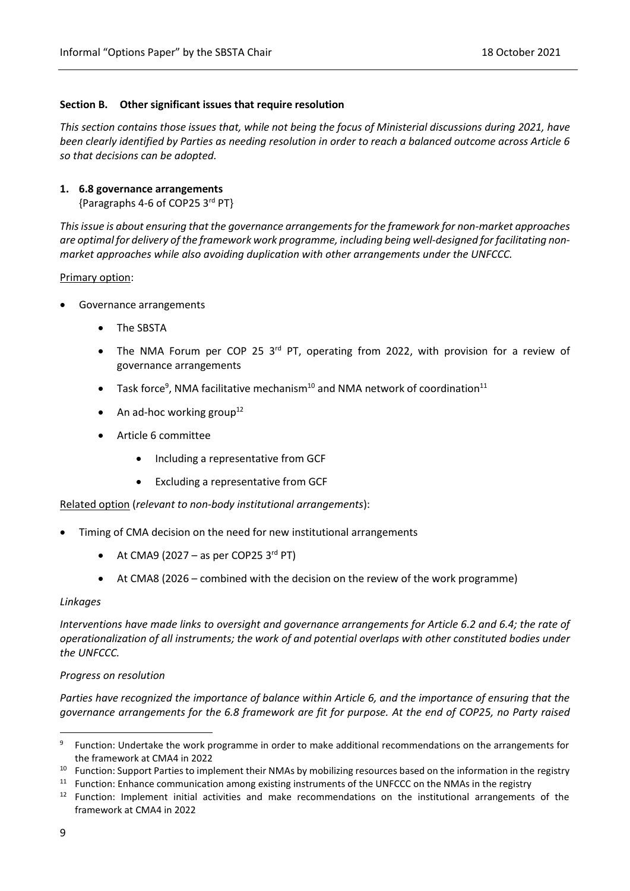### Section B. Other significant issues that require resolution

*This section contains those issues that, while not being the focus of Ministerial discussions during 2021, have been clearly identified by Parties as needing resolution in order to reach a balanced outcome across Article 6 so that decisions can be adopted.*

#### 1. 6.8 governance arrangements

{Paragraphs 4-6 of COP25 3rd PT}

*This issue is about ensuring that the governance arrangements for the framework for non-market approaches are optimal for delivery of the framework work programme, including being well-designed for facilitating non-market approaches while also avoiding duplication with other arrangements under the UNFCCC.*

Primary option:

- Governance arrangements
  - The SBSTA
  - The NMA Forum per COP 25 3rd PT, operating from 2022, with provision for a review of governance arrangements
  - Task force[9], NMA facilitative mechanism[10] and NMA network of coordination[11]
  - An ad-hoc working group[12]
  - Article 6 committee
    - Including a representative from GCF
    - Excluding a representative from GCF

Related option (*relevant to non-body institutional arrangements*):

- Timing of CMA decision on the need for new institutional arrangements
  - At CMA9 (2027 – as per COP25 3rd PT)
  - At CMA8 (2026 – combined with the decision on the review of the work programme)

*Linkages*

*Interventions have made links to oversight and governance arrangements for Article 6.2 and 6.4; the rate of operationalization of all instruments; the work of and potential overlaps with other constituted bodies under the UNFCCC.*

*Progress on resolution*

*Parties have recognized the importance of balance within Article 6, and the importance of ensuring that the governance arrangements for the 6.8 framework are fit for purpose. At the end of COP25, no Party raised*

---

[9] Function: Undertake the work programme in order to make additional recommendations on the arrangements for the framework at CMA4 in 2022

[10] Function: Support Parties to implement their NMAs by mobilizing resources based on the information in the registry

[11] Function: Enhance communication among existing instruments of the UNFCCC on the NMAs in the registry

[12] Function: Implement initial activities and make recommendations on the institutional arrangements of the framework at CMA4 in 2022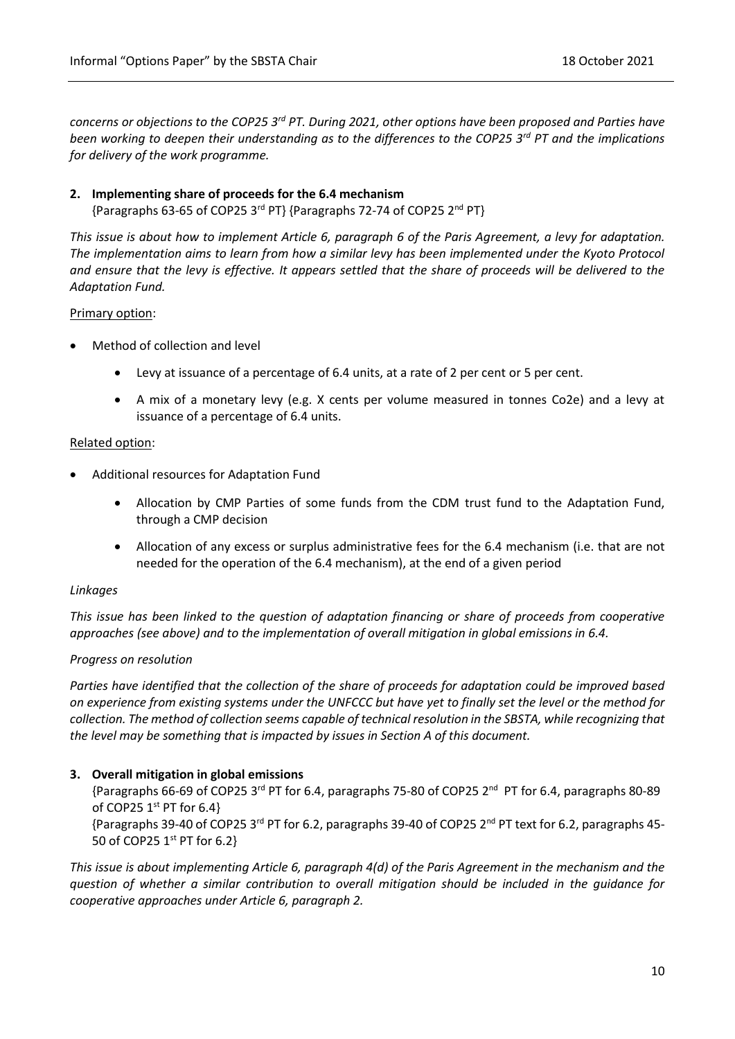*concerns or objections to the COP25 3rd PT. During 2021, other options have been proposed and Parties have been working to deepen their understanding as to the differences to the COP25 3rd PT and the implications for delivery of the work programme.*

**2. Implementing share of proceeds for the 6.4 mechanism**

{Paragraphs 63-65 of COP25 3rd PT} {Paragraphs 72-74 of COP25 2nd PT}

*This issue is about how to implement Article 6, paragraph 6 of the Paris Agreement, a levy for adaptation. The implementation aims to learn from how a similar levy has been implemented under the Kyoto Protocol and ensure that the levy is effective. It appears settled that the share of proceeds will be delivered to the Adaptation Fund.*

Primary option:

- Method of collection and level
    - Levy at issuance of a percentage of 6.4 units, at a rate of 2 per cent or 5 per cent.
    - A mix of a monetary levy (e.g. X cents per volume measured in tonnes Co2e) and a levy at issuance of a percentage of 6.4 units.

Related option:

- Additional resources for Adaptation Fund
    - Allocation by CMP Parties of some funds from the CDM trust fund to the Adaptation Fund, through a CMP decision
    - Allocation of any excess or surplus administrative fees for the 6.4 mechanism (i.e. that are not needed for the operation of the 6.4 mechanism), at the end of a given period

*Linkages*

*This issue has been linked to the question of adaptation financing or share of proceeds from cooperative approaches (see above) and to the implementation of overall mitigation in global emissions in 6.4.*

*Progress on resolution*

*Parties have identified that the collection of the share of proceeds for adaptation could be improved based on experience from existing systems under the UNFCCC but have yet to finally set the level or the method for collection. The method of collection seems capable of technical resolution in the SBSTA, while recognizing that the level may be something that is impacted by issues in Section A of this document.*

**3. Overall mitigation in global emissions**

{Paragraphs 66-69 of COP25 3rd PT for 6.4, paragraphs 75-80 of COP25 2nd PT for 6.4, paragraphs 80-89 of COP25 1st PT for 6.4}

{Paragraphs 39-40 of COP25 3rd PT for 6.2, paragraphs 39-40 of COP25 2nd PT text for 6.2, paragraphs 45-50 of COP25 1st PT for 6.2}

*This issue is about implementing Article 6, paragraph 4(d) of the Paris Agreement in the mechanism and the question of whether a similar contribution to overall mitigation should be included in the guidance for cooperative approaches under Article 6, paragraph 2.*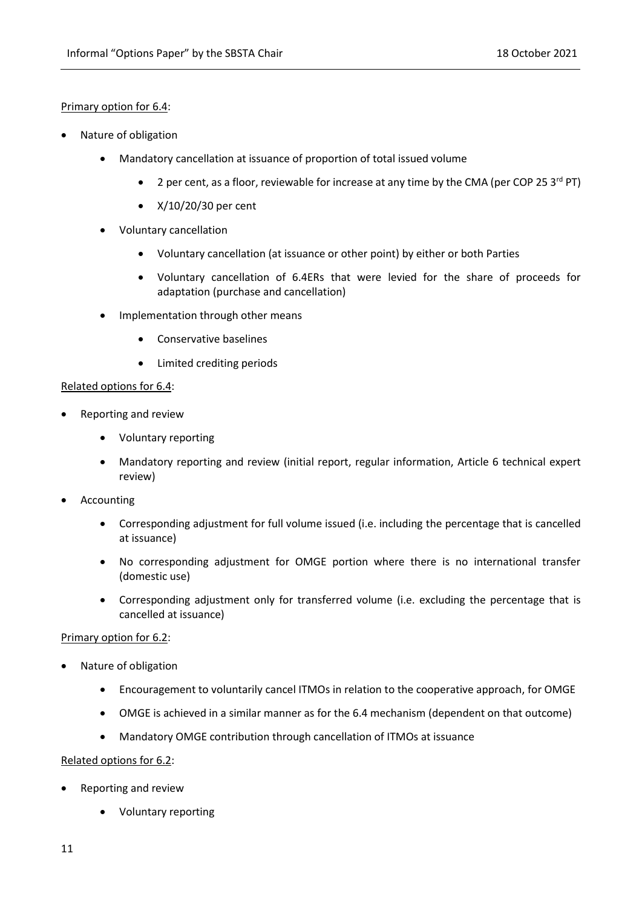Primary option for 6.4:

- Nature of obligation
  - Mandatory cancellation at issuance of proportion of total issued volume
    - 2 per cent, as a floor, reviewable for increase at any time by the CMA (per COP 25 3rd PT)
    - X/10/20/30 per cent
  - Voluntary cancellation
    - Voluntary cancellation (at issuance or other point) by either or both Parties
    - Voluntary cancellation of 6.4ERs that were levied for the share of proceeds for adaptation (purchase and cancellation)
  - Implementation through other means
    - Conservative baselines
    - Limited crediting periods

Related options for 6.4:

- Reporting and review
  - Voluntary reporting
  - Mandatory reporting and review (initial report, regular information, Article 6 technical expert review)
- Accounting
  - Corresponding adjustment for full volume issued (i.e. including the percentage that is cancelled at issuance)
  - No corresponding adjustment for OMGE portion where there is no international transfer (domestic use)
  - Corresponding adjustment only for transferred volume (i.e. excluding the percentage that is cancelled at issuance)

Primary option for 6.2:

- Nature of obligation
  - Encouragement to voluntarily cancel ITMOs in relation to the cooperative approach, for OMGE
  - OMGE is achieved in a similar manner as for the 6.4 mechanism (dependent on that outcome)
  - Mandatory OMGE contribution through cancellation of ITMOs at issuance

Related options for 6.2:

- Reporting and review
  - Voluntary reporting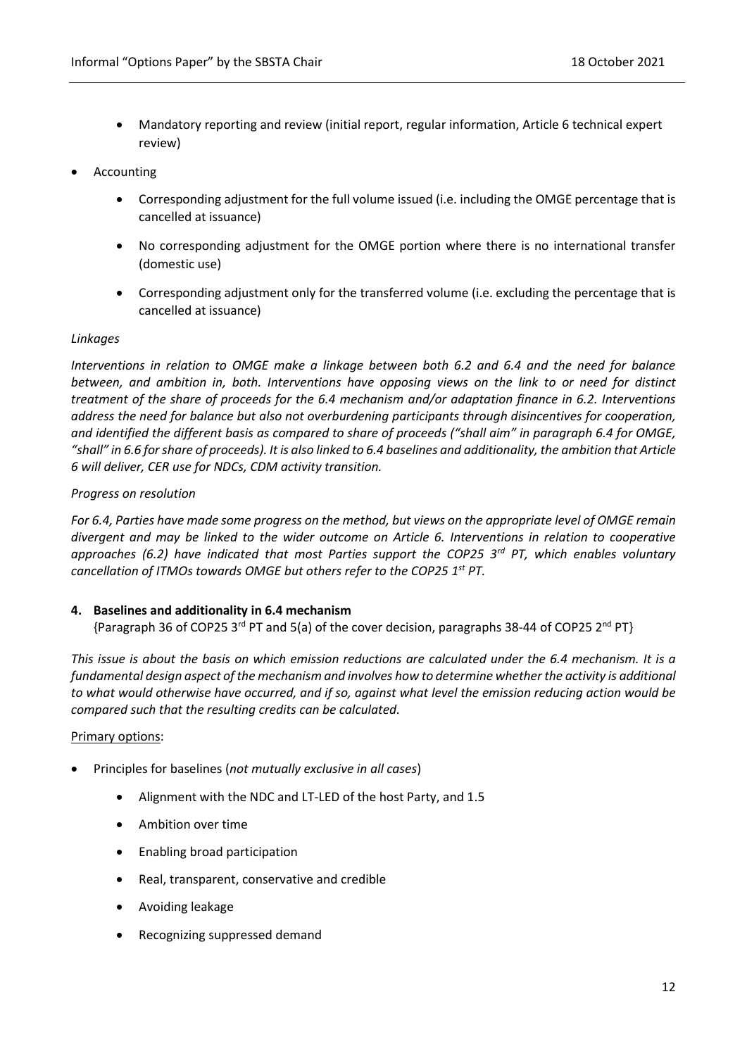- Mandatory reporting and review (initial report, regular information, Article 6 technical expert review)

- Accounting
    - Corresponding adjustment for the full volume issued (i.e. including the OMGE percentage that is cancelled at issuance)
    - No corresponding adjustment for the OMGE portion where there is no international transfer (domestic use)
    - Corresponding adjustment only for the transferred volume (i.e. excluding the percentage that is cancelled at issuance)

*Linkages*

*Interventions in relation to OMGE make a linkage between both 6.2 and 6.4 and the need for balance between, and ambition in, both. Interventions have opposing views on the link to or need for distinct treatment of the share of proceeds for the 6.4 mechanism and/or adaptation finance in 6.2. Interventions address the need for balance but also not overburdening participants through disincentives for cooperation, and identified the different basis as compared to share of proceeds ("shall aim" in paragraph 6.4 for OMGE, "shall" in 6.6 for share of proceeds). It is also linked to 6.4 baselines and additionality, the ambition that Article 6 will deliver, CER use for NDCs, CDM activity transition.*

*Progress on resolution*

*For 6.4, Parties have made some progress on the method, but views on the appropriate level of OMGE remain divergent and may be linked to the wider outcome on Article 6. Interventions in relation to cooperative approaches (6.2) have indicated that most Parties support the COP25 3rd PT, which enables voluntary cancellation of ITMOs towards OMGE but others refer to the COP25 1st PT.*

### 4. Baselines and additionality in 6.4 mechanism

{Paragraph 36 of COP25 3rd PT and 5(a) of the cover decision, paragraphs 38-44 of COP25 2nd PT}

*This issue is about the basis on which emission reductions are calculated under the 6.4 mechanism. It is a fundamental design aspect of the mechanism and involves how to determine whether the activity is additional to what would otherwise have occurred, and if so, against what level the emission reducing action would be compared such that the resulting credits can be calculated.*

Primary options:

- Principles for baselines (*not mutually exclusive in all cases*)
    - Alignment with the NDC and LT-LED of the host Party, and 1.5
    - Ambition over time
    - Enabling broad participation
    - Real, transparent, conservative and credible
    - Avoiding leakage
    - Recognizing suppressed demand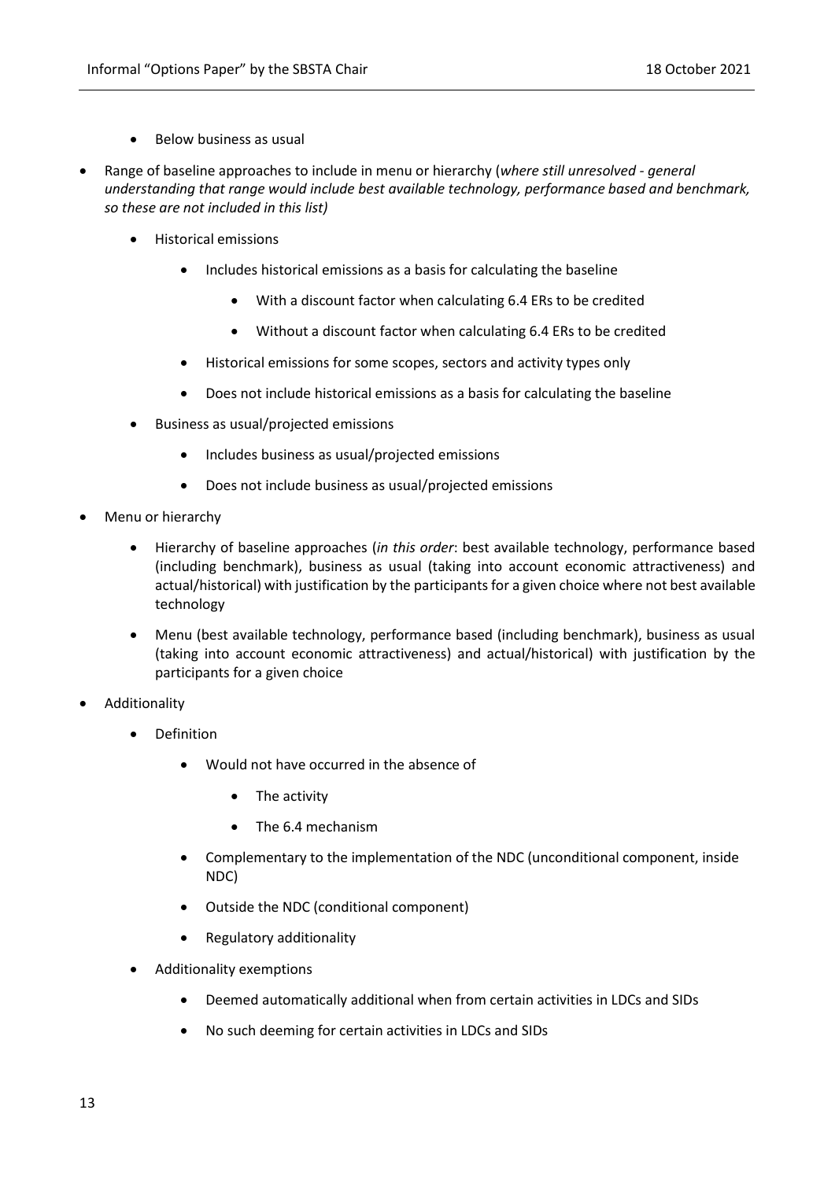- Below business as usual
- Range of baseline approaches to include in menu or hierarchy (*where still unresolved - general understanding that range would include best available technology, performance based and benchmark, so these are not included in this list)*
  - Historical emissions
    - Includes historical emissions as a basis for calculating the baseline
      - With a discount factor when calculating 6.4 ERs to be credited
      - Without a discount factor when calculating 6.4 ERs to be credited
    - Historical emissions for some scopes, sectors and activity types only
    - Does not include historical emissions as a basis for calculating the baseline
  - Business as usual/projected emissions
    - Includes business as usual/projected emissions
    - Does not include business as usual/projected emissions
- Menu or hierarchy
  - Hierarchy of baseline approaches (*in this order*: best available technology, performance based (including benchmark), business as usual (taking into account economic attractiveness) and actual/historical) with justification by the participants for a given choice where not best available technology
  - Menu (best available technology, performance based (including benchmark), business as usual (taking into account economic attractiveness) and actual/historical) with justification by the participants for a given choice
- Additionality
  - Definition
    - Would not have occurred in the absence of
      - The activity
      - The 6.4 mechanism
    - Complementary to the implementation of the NDC (unconditional component, inside NDC)
    - Outside the NDC (conditional component)
    - Regulatory additionality
  - Additionality exemptions
    - Deemed automatically additional when from certain activities in LDCs and SIDs
    - No such deeming for certain activities in LDCs and SIDs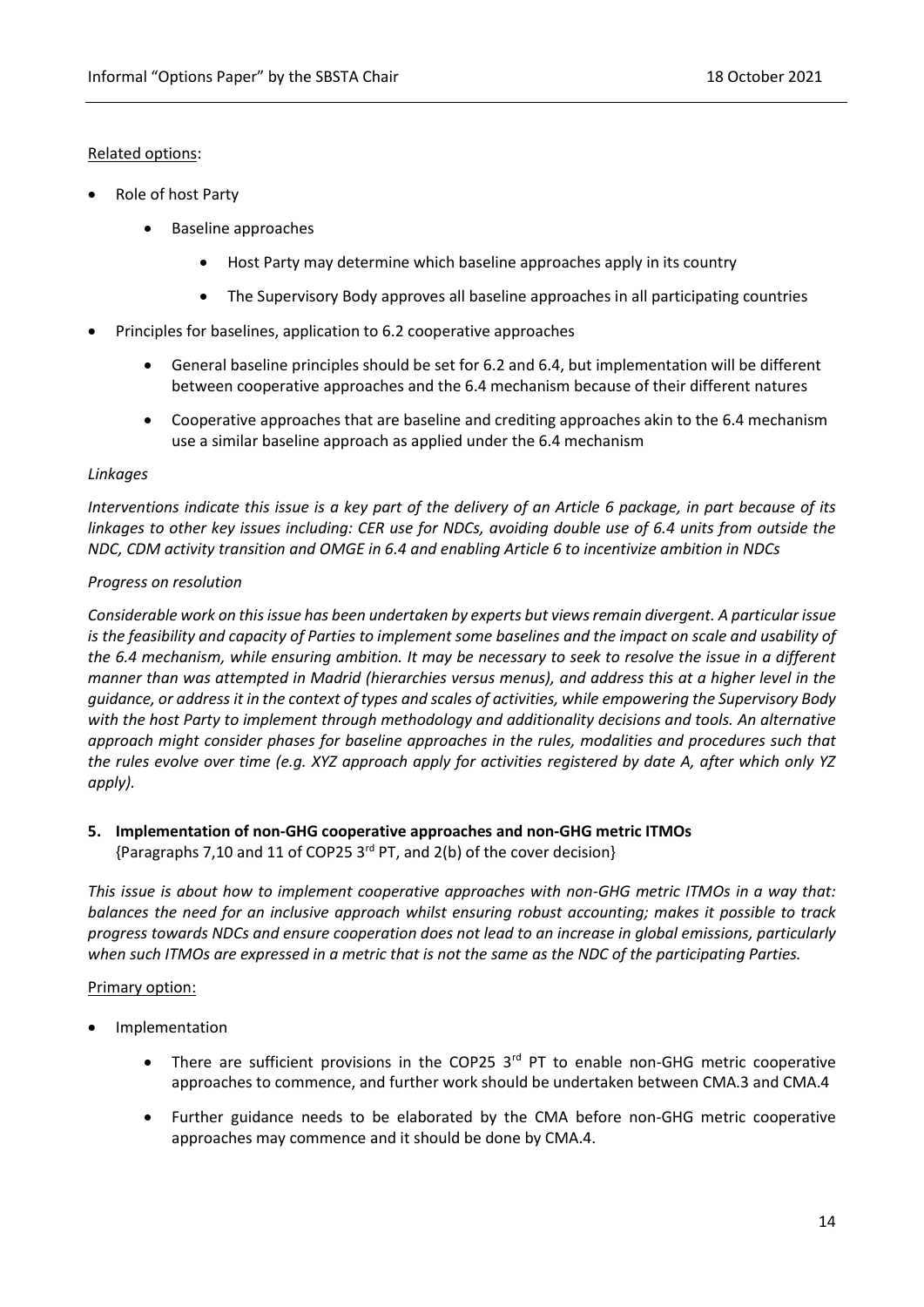Related options:

- Role of host Party
    - Baseline approaches
        - Host Party may determine which baseline approaches apply in its country
        - The Supervisory Body approves all baseline approaches in all participating countries
- Principles for baselines, application to 6.2 cooperative approaches
    - General baseline principles should be set for 6.2 and 6.4, but implementation will be different between cooperative approaches and the 6.4 mechanism because of their different natures
    - Cooperative approaches that are baseline and crediting approaches akin to the 6.4 mechanism use a similar baseline approach as applied under the 6.4 mechanism

*Linkages*

*Interventions indicate this issue is a key part of the delivery of an Article 6 package, in part because of its linkages to other key issues including: CER use for NDCs, avoiding double use of 6.4 units from outside the NDC, CDM activity transition and OMGE in 6.4 and enabling Article 6 to incentivize ambition in NDCs*

*Progress on resolution*

*Considerable work on this issue has been undertaken by experts but views remain divergent. A particular issue is the feasibility and capacity of Parties to implement some baselines and the impact on scale and usability of the 6.4 mechanism, while ensuring ambition. It may be necessary to seek to resolve the issue in a different manner than was attempted in Madrid (hierarchies versus menus), and address this at a higher level in the guidance, or address it in the context of types and scales of activities, while empowering the Supervisory Body with the host Party to implement through methodology and additionality decisions and tools. An alternative approach might consider phases for baseline approaches in the rules, modalities and procedures such that the rules evolve over time (e.g. XYZ approach apply for activities registered by date A, after which only YZ apply).*

**5. Implementation of non-GHG cooperative approaches and non-GHG metric ITMOs**
{Paragraphs 7,10 and 11 of COP25 3rd PT, and 2(b) of the cover decision}

*This issue is about how to implement cooperative approaches with non-GHG metric ITMOs in a way that: balances the need for an inclusive approach whilst ensuring robust accounting; makes it possible to track progress towards NDCs and ensure cooperation does not lead to an increase in global emissions, particularly when such ITMOs are expressed in a metric that is not the same as the NDC of the participating Parties.*

Primary option:

- Implementation
    - There are sufficient provisions in the COP25 3rd PT to enable non-GHG metric cooperative approaches to commence, and further work should be undertaken between CMA.3 and CMA.4
    - Further guidance needs to be elaborated by the CMA before non-GHG metric cooperative approaches may commence and it should be done by CMA.4.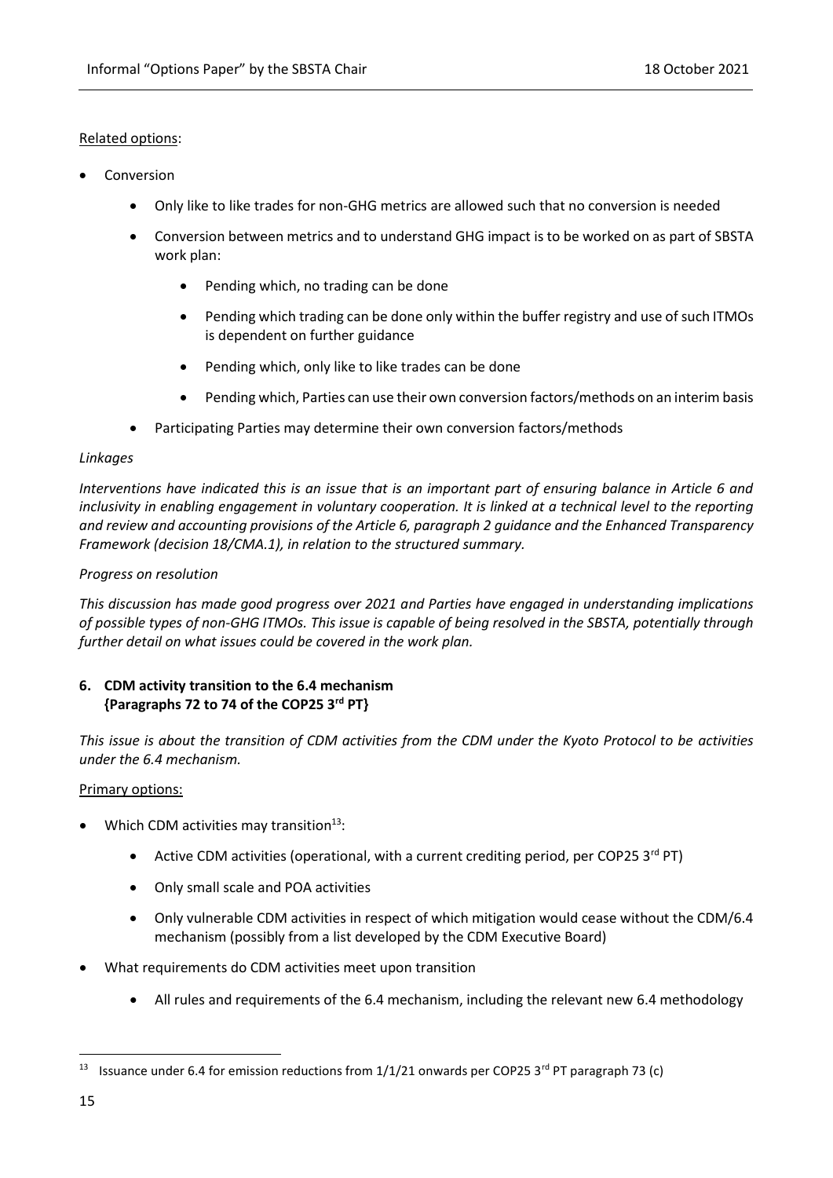Related options:

- Conversion
  - Only like to like trades for non-GHG metrics are allowed such that no conversion is needed
  - Conversion between metrics and to understand GHG impact is to be worked on as part of SBSTA work plan:
    - Pending which, no trading can be done
    - Pending which trading can be done only within the buffer registry and use of such ITMOs is dependent on further guidance
    - Pending which, only like to like trades can be done
    - Pending which, Parties can use their own conversion factors/methods on an interim basis
  - Participating Parties may determine their own conversion factors/methods

*Linkages*

*Interventions have indicated this is an issue that is an important part of ensuring balance in Article 6 and inclusivity in enabling engagement in voluntary cooperation. It is linked at a technical level to the reporting and review and accounting provisions of the Article 6, paragraph 2 guidance and the Enhanced Transparency Framework (decision 18/CMA.1), in relation to the structured summary.*

*Progress on resolution*

*This discussion has made good progress over 2021 and Parties have engaged in understanding implications of possible types of non-GHG ITMOs. This issue is capable of being resolved in the SBSTA, potentially through further detail on what issues could be covered in the work plan.*

### 6. CDM activity transition to the 6.4 mechanism {Paragraphs 72 to 74 of the COP25 3rd PT}

*This issue is about the transition of CDM activities from the CDM under the Kyoto Protocol to be activities under the 6.4 mechanism.*

Primary options:

- Which CDM activities may transition[13]:
  - Active CDM activities (operational, with a current crediting period, per COP25 3rd PT)
  - Only small scale and POA activities
  - Only vulnerable CDM activities in respect of which mitigation would cease without the CDM/6.4 mechanism (possibly from a list developed by the CDM Executive Board)
- What requirements do CDM activities meet upon transition
  - All rules and requirements of the 6.4 mechanism, including the relevant new 6.4 methodology

[13] Issuance under 6.4 for emission reductions from 1/1/21 onwards per COP25 3rd PT paragraph 73 (c)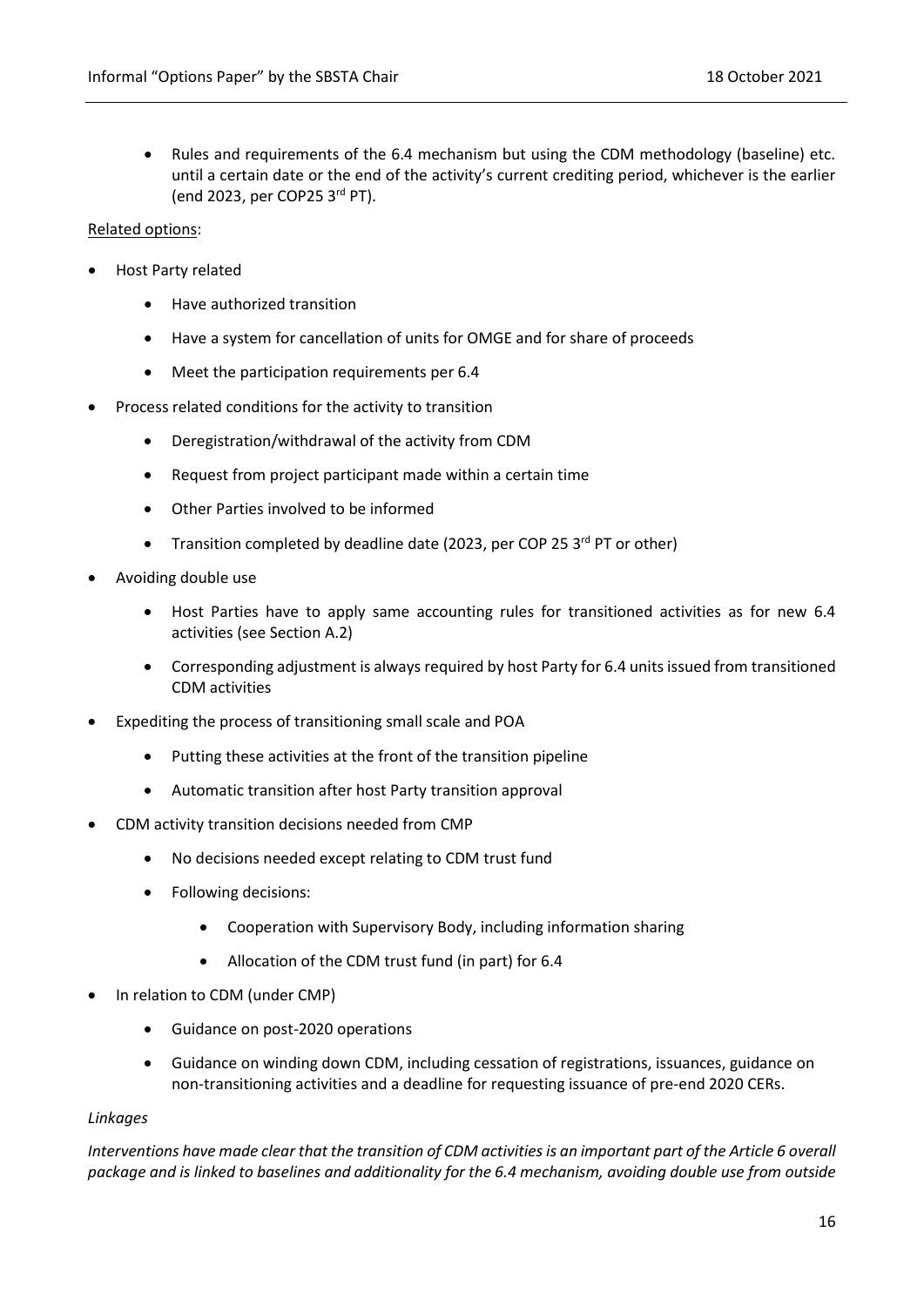- Rules and requirements of the 6.4 mechanism but using the CDM methodology (baseline) etc. until a certain date or the end of the activity's current crediting period, whichever is the earlier (end 2023, per COP25 3rd PT).

Related options:

- Host Party related
  - Have authorized transition
  - Have a system for cancellation of units for OMGE and for share of proceeds
  - Meet the participation requirements per 6.4
- Process related conditions for the activity to transition
  - Deregistration/withdrawal of the activity from CDM
  - Request from project participant made within a certain time
  - Other Parties involved to be informed
  - Transition completed by deadline date (2023, per COP 25 3rd PT or other)
- Avoiding double use
  - Host Parties have to apply same accounting rules for transitioned activities as for new 6.4 activities (see Section A.2)
  - Corresponding adjustment is always required by host Party for 6.4 units issued from transitioned CDM activities
- Expediting the process of transitioning small scale and POA
  - Putting these activities at the front of the transition pipeline
  - Automatic transition after host Party transition approval
- CDM activity transition decisions needed from CMP
  - No decisions needed except relating to CDM trust fund
  - Following decisions:
    - Cooperation with Supervisory Body, including information sharing
    - Allocation of the CDM trust fund (in part) for 6.4
- In relation to CDM (under CMP)
  - Guidance on post-2020 operations
  - Guidance on winding down CDM, including cessation of registrations, issuances, guidance on non-transitioning activities and a deadline for requesting issuance of pre-end 2020 CERs.

*Linkages*

*Interventions have made clear that the transition of CDM activities is an important part of the Article 6 overall package and is linked to baselines and additionality for the 6.4 mechanism, avoiding double use from outside*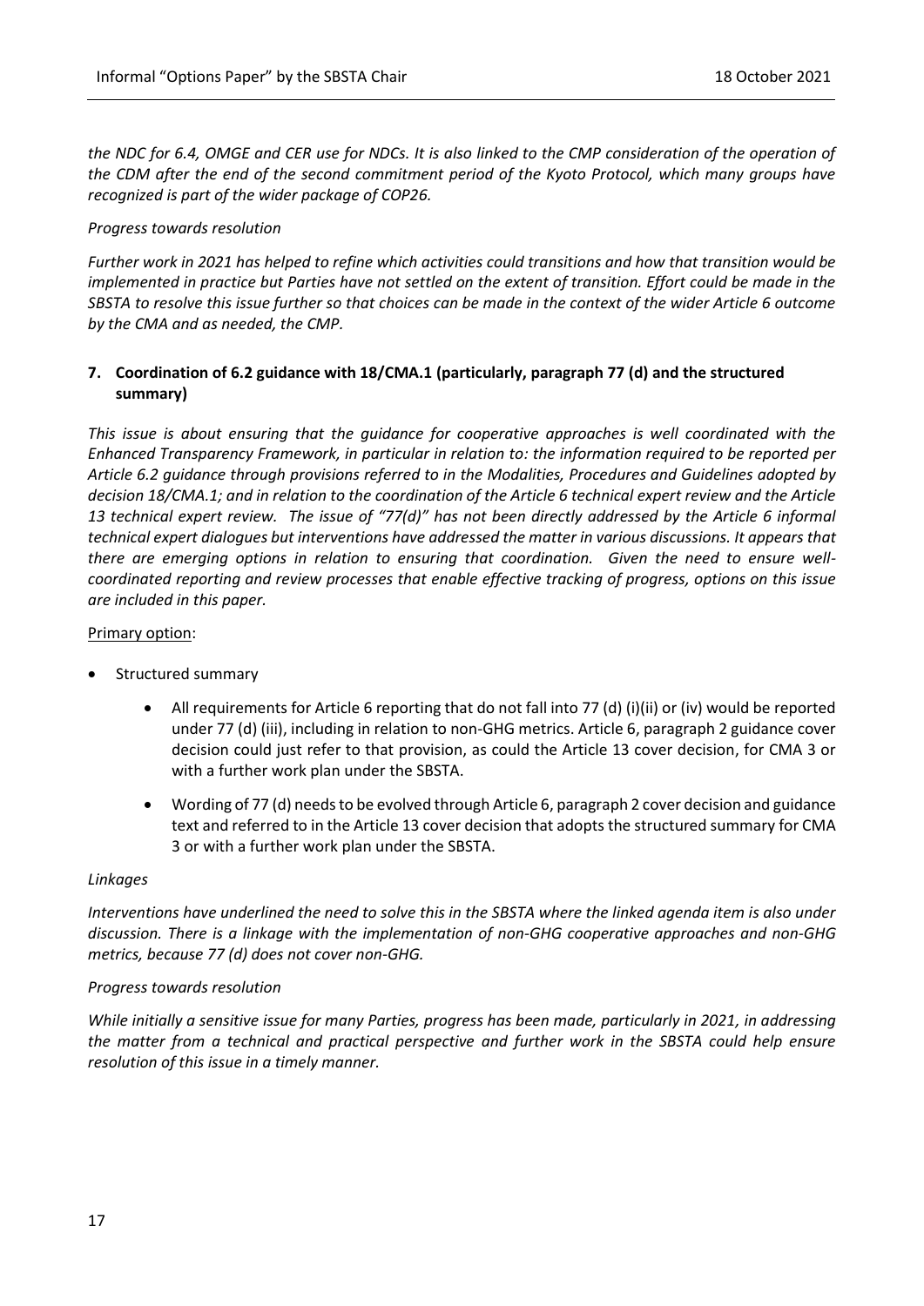*the NDC for 6.4, OMGE and CER use for NDCs. It is also linked to the CMP consideration of the operation of the CDM after the end of the second commitment period of the Kyoto Protocol, which many groups have recognized is part of the wider package of COP26.*

*Progress towards resolution*

*Further work in 2021 has helped to refine which activities could transitions and how that transition would be implemented in practice but Parties have not settled on the extent of transition. Effort could be made in the SBSTA to resolve this issue further so that choices can be made in the context of the wider Article 6 outcome by the CMA and as needed, the CMP.*

**7. Coordination of 6.2 guidance with 18/CMA.1 (particularly, paragraph 77 (d) and the structured summary)**

*This issue is about ensuring that the guidance for cooperative approaches is well coordinated with the Enhanced Transparency Framework, in particular in relation to: the information required to be reported per Article 6.2 guidance through provisions referred to in the Modalities, Procedures and Guidelines adopted by decision 18/CMA.1; and in relation to the coordination of the Article 6 technical expert review and the Article 13 technical expert review. The issue of "77(d)" has not been directly addressed by the Article 6 informal technical expert dialogues but interventions have addressed the matter in various discussions. It appears that there are emerging options in relation to ensuring that coordination. Given the need to ensure well-coordinated reporting and review processes that enable effective tracking of progress, options on this issue are included in this paper.*

Primary option:

- Structured summary
  - All requirements for Article 6 reporting that do not fall into 77 (d) (i)(ii) or (iv) would be reported under 77 (d) (iii), including in relation to non-GHG metrics. Article 6, paragraph 2 guidance cover decision could just refer to that provision, as could the Article 13 cover decision, for CMA 3 or with a further work plan under the SBSTA.
  - Wording of 77 (d) needs to be evolved through Article 6, paragraph 2 cover decision and guidance text and referred to in the Article 13 cover decision that adopts the structured summary for CMA 3 or with a further work plan under the SBSTA.

*Linkages*

*Interventions have underlined the need to solve this in the SBSTA where the linked agenda item is also under discussion. There is a linkage with the implementation of non-GHG cooperative approaches and non-GHG metrics, because 77 (d) does not cover non-GHG.*

*Progress towards resolution*

*While initially a sensitive issue for many Parties, progress has been made, particularly in 2021, in addressing the matter from a technical and practical perspective and further work in the SBSTA could help ensure resolution of this issue in a timely manner.*